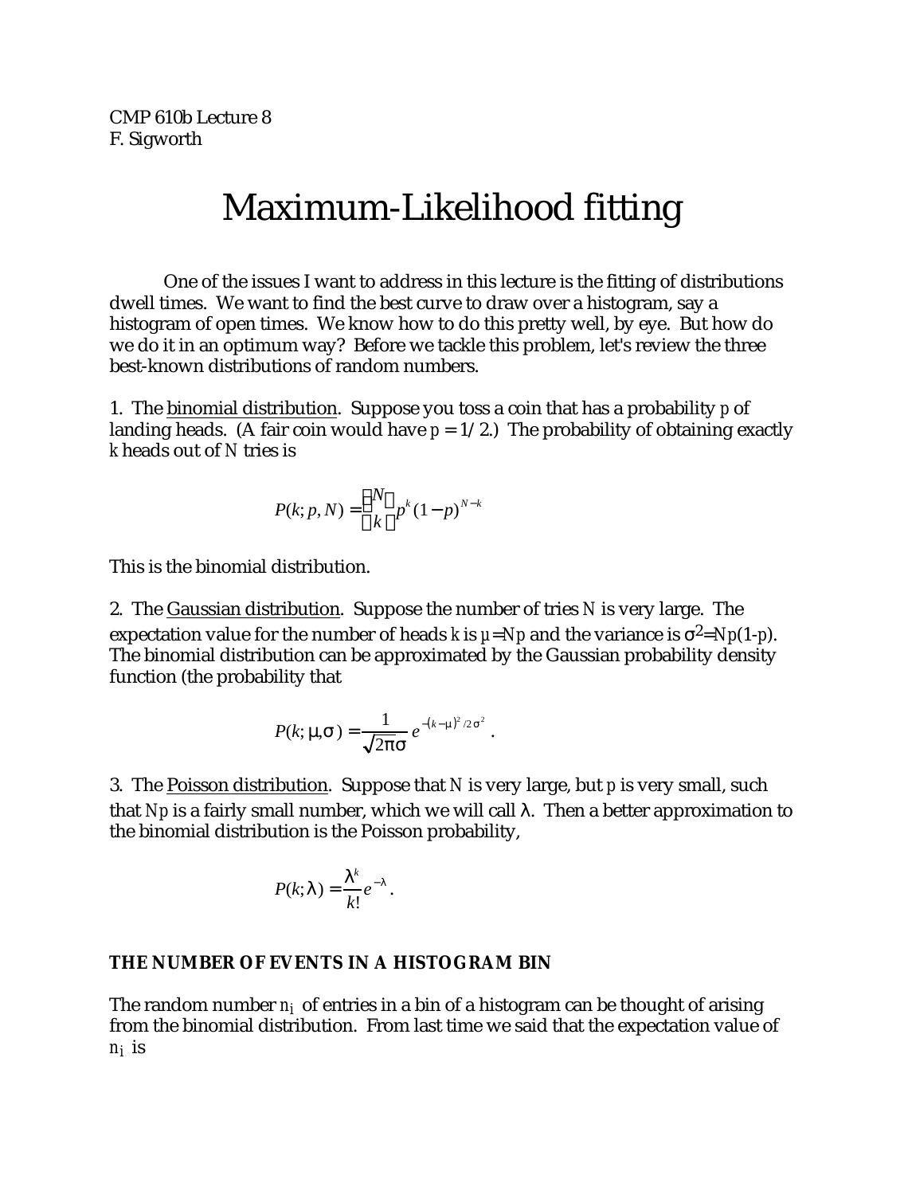CMP 610b Lecture 8
F. Sigworth

# Maximum-Likelihood fitting

One of the issues I want to address in this lecture is the fitting of distributions dwell times. We want to find the best curve to draw over a histogram, say a histogram of open times. We know how to do this pretty well, by eye. But how do we do it in an optimum way? Before we tackle this problem, let's review the three best-known distributions of random numbers.

1. The <u>binomial distribution</u>. Suppose you toss a coin that has a probability $p$ of landing heads. (A fair coin would have $p = 1/2$.) The probability of obtaining exactly $k$ heads out of $N$ tries is

$$P(k; p, N) = \binom{N}{k} p^k (1-p)^{N-k}$$

This is the binomial distribution.

2. The <u>Gaussian distribution</u>. Suppose the number of tries $N$ is very large. The expectation value for the number of heads $k$ is $\mu=Np$ and the variance is $\sigma^2=Np(1-p)$. The binomial distribution can be approximated by the Gaussian probability density function (the probability that

$$P(k; \mu, \sigma) = \frac{1}{\sqrt{2\pi}\sigma} e^{-(k-\mu)^2/2\sigma^2} \ .$$

3. The <u>Poisson distribution</u>. Suppose that $N$ is very large, but $p$ is very small, such that $Np$ is a fairly small number, which we will call $\lambda$. Then a better approximation to the binomial distribution is the Poisson probability,

$$P(k; \lambda) = \frac{\lambda^k}{k!} e^{-\lambda} \ .$$

**THE NUMBER OF EVENTS IN A HISTOGRAM BIN**

The random number $n_i$ of entries in a bin of a histogram can be thought of arising from the binomial distribution. From last time we said that the expectation value of $n_i$ is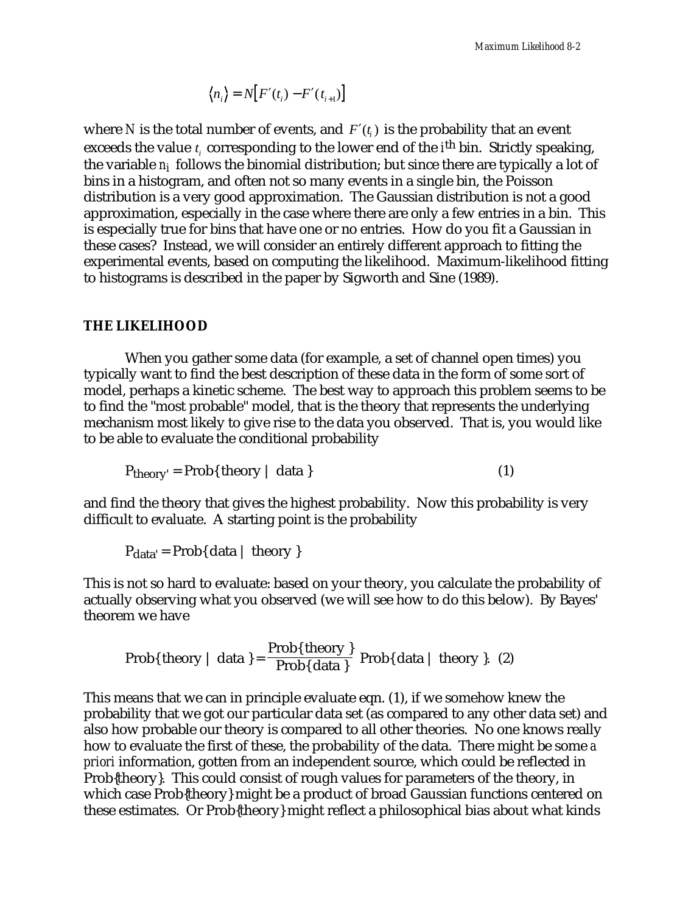$$\langle n_i \rangle = N\left[F'(t_i) - F'(t_{i+1})\right]$$

where $N$ is the total number of events, and $F'(t_i)$ is the probability that an event exceeds the value $t_i$ corresponding to the lower end of the $i^{th}$ bin. Strictly speaking, the variable $n_i$ follows the binomial distribution; but since there are typically a lot of bins in a histogram, and often not so many events in a single bin, the Poisson distribution is a very good approximation. The Gaussian distribution is not a good approximation, especially in the case where there are only a few entries in a bin. This is especially true for bins that have one or no entries. How do you fit a Gaussian in these cases? Instead, we will consider an entirely different approach to fitting the experimental events, based on computing the likelihood. Maximum-likelihood fitting to histograms is described in the paper by Sigworth and Sine (1989).

## THE LIKELIHOOD

When you gather some data (for example, a set of channel open times) you typically want to find the best description of these data in the form of some sort of model, perhaps a kinetic scheme. The best way to approach this problem seems to be to find the "most probable" model, that is the theory that represents the underlying mechanism most likely to give rise to the data you observed. That is, you would like to be able to evaluate the conditional probability

$$P_{theory'} = \text{Prob}\{\text{theory} \mid \text{data}\} \qquad (1)$$

and find the theory that gives the highest probability. Now this probability is very difficult to evaluate. A starting point is the probability

$$P_{data'} = \text{Prob}\{\text{data} \mid \text{theory}\}$$

This is not so hard to evaluate: based on your theory, you calculate the probability of actually observing what you observed (we will see how to do this below). By Bayes' theorem we have

$$\text{Prob}\{\text{theory} \mid \text{data}\} = \frac{\text{Prob}\{\text{theory}\}}{\text{Prob}\{\text{data}\}}\ \text{Prob}\{\text{data} \mid \text{theory}\}. \quad (2)$$

This means that we can in principle evaluate eqn. (1), if we somehow knew the probability that we got our particular data set (as compared to any other data set) and also how probable our theory is compared to all other theories. No one knows really how to evaluate the first of these, the probability of the data. There might be some *a priori* information, gotten from an independent source, which could be reflected in Prob{theory}. This could consist of rough values for parameters of the theory, in which case Prob{theory} might be a product of broad Gaussian functions centered on these estimates. Or Prob{theory} might reflect a philosophical bias about what kinds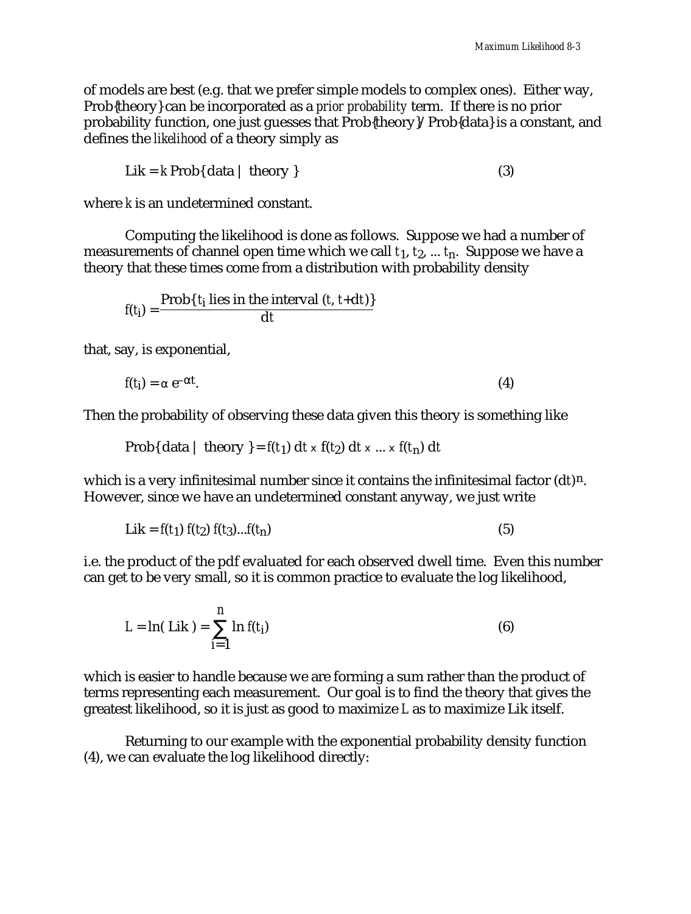of models are best (e.g. that we prefer simple models to complex ones). Either way, Prob{theory} can be incorporated as a *prior probability* term. If there is no prior probability function, one just guesses that Prob{theory}/ Prob{data} is a constant, and defines the *likelihood* of a theory simply as

$$\text{Lik} = k \text{ Prob}\{\text{data} \mid \text{theory}\} \qquad (3)$$

where $k$ is an undetermined constant.

Computing the likelihood is done as follows. Suppose we had a number of measurements of channel open time which we call $t_1, t_2, \ldots t_n$. Suppose we have a theory that these times come from a distribution with probability density

$$f(t_i) = \frac{\text{Prob}\{t_i \text{ lies in the interval } (t, t+dt)\}}{dt}$$

that, say, is exponential,

$$f(t_i) = \alpha\, e^{-\alpha t}. \qquad (4)$$

Then the probability of observing these data given this theory is something like

$$\text{Prob}\{\text{data} \mid \text{theory}\} = f(t_1)\, dt \times f(t_2)\, dt \times \ldots \times f(t_n)\, dt$$

which is a very infinitesimal number since it contains the infinitesimal factor $(dt)^n$. However, since we have an undetermined constant anyway, we just write

$$\text{Lik} = f(t_1)\, f(t_2)\, f(t_3) \ldots f(t_n) \qquad (5)$$

i.e. the product of the pdf evaluated for each observed dwell time. Even this number can get to be very small, so it is common practice to evaluate the log likelihood,

$$L = \ln(\text{Lik}) = \sum_{i=1}^{n} \ln f(t_i) \qquad (6)$$

which is easier to handle because we are forming a sum rather than the product of terms representing each measurement. Our goal is to find the theory that gives the greatest likelihood, so it is just as good to maximize $L$ as to maximize Lik itself.

Returning to our example with the exponential probability density function (4), we can evaluate the log likelihood directly: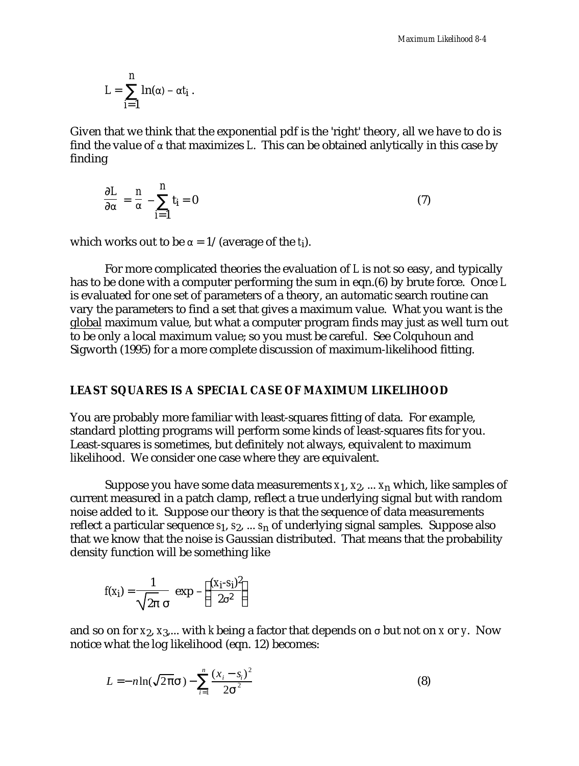$$L = \sum_{i=1}^{n} \ln(\alpha) - \alpha t_i \,.$$

Given that we think that the exponential pdf is the 'right' theory, all we have to do is find the value of $\alpha$ that maximizes $L$. This can be obtained anlytically in this case by finding

$$\frac{\partial L}{\partial \alpha} = \frac{n}{\alpha} - \sum_{i=1}^{n} t_i = 0 \tag{7}$$

which works out to be $\alpha = 1/$ (average of the $t_i$).

For more complicated theories the evaluation of $L$ is not so easy, and typically has to be done with a computer performing the sum in eqn.(6) by brute force. Once $L$ is evaluated for one set of parameters of a theory, an automatic search routine can vary the parameters to find a set that gives a maximum value. What you want is the global maximum value, but what a computer program finds may just as well turn out to be only a local maximum value; so you must be careful. See Colquhoun and Sigworth (1995) for a more complete discussion of maximum-likelihood fitting.

## LEAST SQUARES IS A SPECIAL CASE OF MAXIMUM LIKELIHOOD

You are probably more familiar with least-squares fitting of data. For example, standard plotting programs will perform some kinds of least-squares fits for you. Least-squares is sometimes, but definitely not always, equivalent to maximum likelihood. We consider one case where they are equivalent.

Suppose you have some data measurements $x_1, x_2, \ldots x_n$ which, like samples of current measured in a patch clamp, reflect a true underlying signal but with random noise added to it. Suppose our theory is that the sequence of data measurements reflect a particular sequence $s_1, s_2, \ldots s_n$ of underlying signal samples. Suppose also that we know that the noise is Gaussian distributed. That means that the probability density function will be something like

$$f(x_i) = \frac{1}{\sqrt{2\pi}\,\sigma} \exp -\left(\frac{(x_i - s_i)^2}{2\sigma^2}\right)$$

and so on for $x_2, x_3, \ldots$ with $k$ being a factor that depends on $\sigma$ but not on $x$ or $y$. Now notice what the log likelihood (eqn. 12) becomes:

$$L = -n\ln(\sqrt{2\pi}\sigma) - \sum_{i=1}^{n} \frac{(x_i - s_i)^2}{2\sigma^2} \tag{8}$$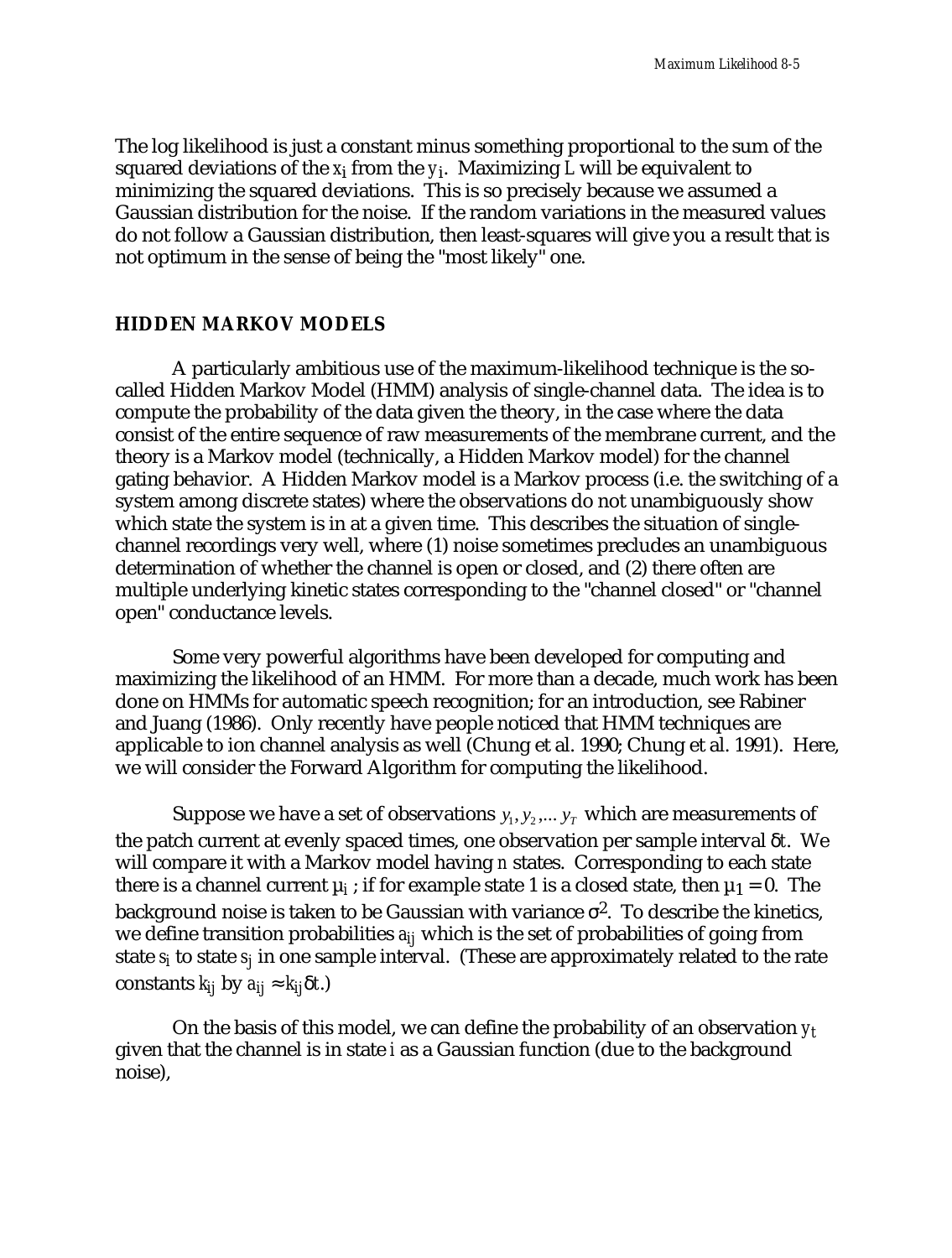The log likelihood is just a constant minus something proportional to the sum of the squared deviations of the $x_i$ from the $y_i$. Maximizing $L$ will be equivalent to minimizing the squared deviations. This is so precisely because we assumed a Gaussian distribution for the noise. If the random variations in the measured values do not follow a Gaussian distribution, then least-squares will give you a result that is not optimum in the sense of being the "most likely" one.

## HIDDEN MARKOV MODELS

A particularly ambitious use of the maximum-likelihood technique is the so-called Hidden Markov Model (HMM) analysis of single-channel data. The idea is to compute the probability of the data given the theory, in the case where the data consist of the entire sequence of raw measurements of the membrane current, and the theory is a Markov model (technically, a Hidden Markov model) for the channel gating behavior. A Hidden Markov model is a Markov process (i.e. the switching of a system among discrete states) where the observations do not unambiguously show which state the system is in at a given time. This describes the situation of single-channel recordings very well, where (1) noise sometimes precludes an unambiguous determination of whether the channel is open or closed, and (2) there often are multiple underlying kinetic states corresponding to the "channel closed" or "channel open" conductance levels.

Some very powerful algorithms have been developed for computing and maximizing the likelihood of an HMM. For more than a decade, much work has been done on HMMs for automatic speech recognition; for an introduction, see Rabiner and Juang (1986). Only recently have people noticed that HMM techniques are applicable to ion channel analysis as well (Chung et al. 1990; Chung et al. 1991). Here, we will consider the Forward Algorithm for computing the likelihood.

Suppose we have a set of observations $y_1, y_2, \ldots y_T$ which are measurements of the patch current at evenly spaced times, one observation per sample interval $\delta t$. We will compare it with a Markov model having $n$ states. Corresponding to each state there is a channel current $\mu_i$; if for example state 1 is a closed state, then $\mu_1 = 0$. The background noise is taken to be Gaussian with variance $\sigma^2$. To describe the kinetics, we define transition probabilities $a_{ij}$ which is the set of probabilities of going from state $s_i$ to state $s_j$ in one sample interval. (These are approximately related to the rate constants $k_{ij}$ by $a_{ij} \approx k_{ij}\delta t$.)

On the basis of this model, we can define the probability of an observation $y_t$ given that the channel is in state $i$ as a Gaussian function (due to the background noise),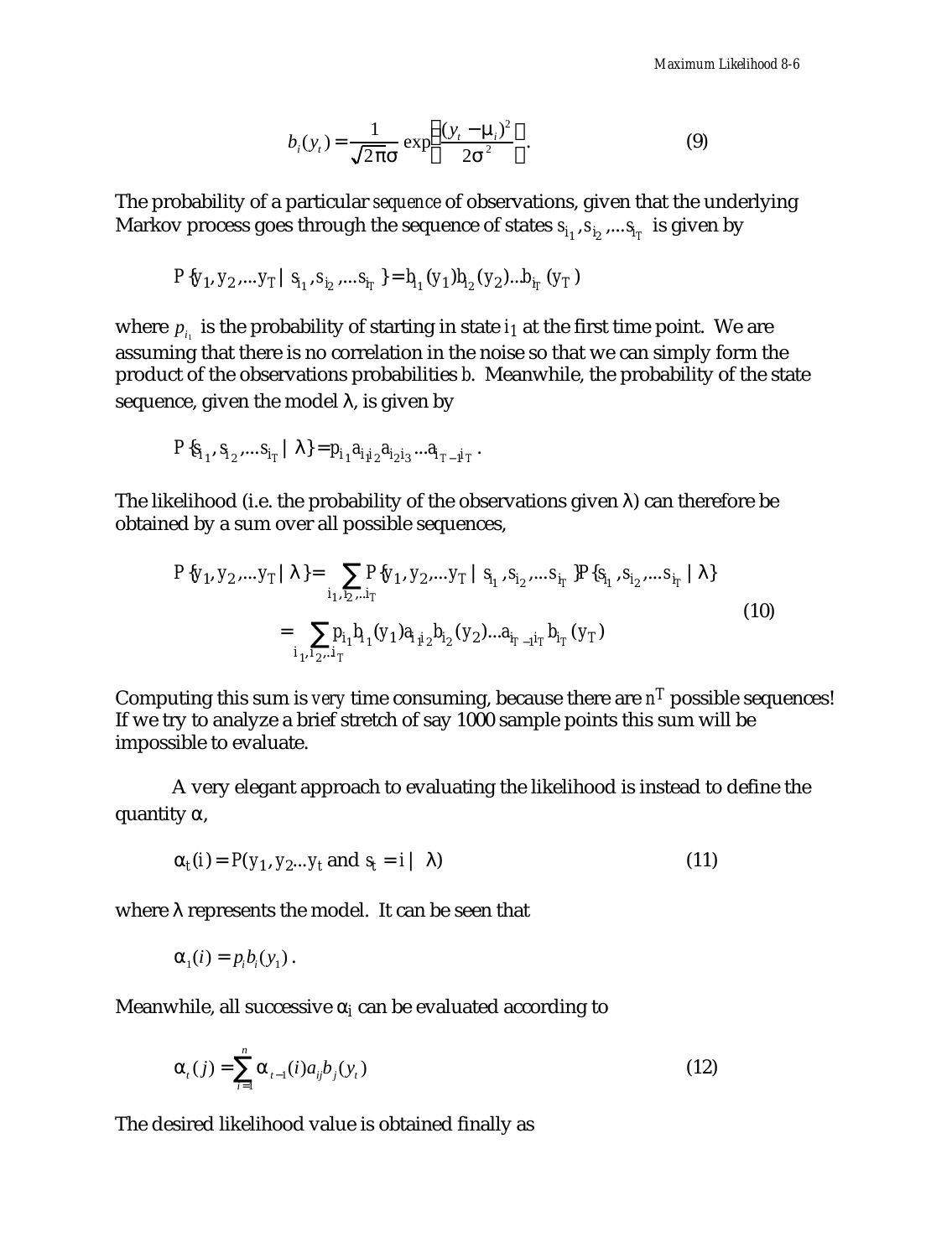$$b_i(y_t) = \frac{1}{\sqrt{2\pi}\sigma} \exp\left[-\frac{(y_t - \mu_i)^2}{2\sigma^2}\right]. \tag{9}$$

The probability of a particular *sequence* of observations, given that the underlying Markov process goes through the sequence of states $s_{i_1}, s_{i_2}, \ldots s_{i_T}$ is given by

$$P\{y_1, y_2, \ldots y_T \mid s_{i_1}, s_{i_2}, \ldots s_{i_T}\} = b_{i_1}(y_1) b_{i_2}(y_2) \ldots b_{i_T}(y_T)$$

where $p_{i_1}$ is the probability of starting in state $i_1$ at the first time point. We are assuming that there is no correlation in the noise so that we can simply form the product of the observations probabilities $b$. Meanwhile, the probability of the state sequence, given the model $\lambda$, is given by

$$P\{s_{i_1}, s_{i_2}, \ldots s_{i_T} \mid \lambda\} = p_{i_1} a_{i_1 i_2} a_{i_2 i_3} \ldots a_{i_{T-1} i_T}.$$

The likelihood (i.e. the probability of the observations given $\lambda$) can therefore be obtained by a sum over all possible sequences,

$$\begin{aligned} P\{y_1, y_2, \ldots y_T \mid \lambda\} &= \sum_{i_1, i_2, \ldots i_T} P\{y_1, y_2, \ldots y_T \mid s_{i_1}, s_{i_2}, \ldots s_{i_T}\} P\{s_{i_1}, s_{i_2}, \ldots s_{i_T} \mid \lambda\} \\ &= \sum_{i_1, i_2, \ldots i_T} p_{i_1} b_{i_1}(y_1) a_{i_1 i_2} b_{i_2}(y_2) \ldots a_{i_{T-1} i_T} b_{i_T}(y_T) \end{aligned} \tag{10}$$

Computing this sum is *very* time consuming, because there are $n^T$ possible sequences! If we try to analyze a brief stretch of say 1000 sample points this sum will be impossible to evaluate.

A very elegant approach to evaluating the likelihood is instead to define the quantity $\alpha$,

$$\alpha_t(i) = P(y_1, y_2 \ldots y_t \text{ and } s_t = i \mid \lambda) \tag{11}$$

where $\lambda$ represents the model. It can be seen that

$$\alpha_1(i) = p_i b_i(y_1).$$

Meanwhile, all successive $\alpha_i$ can be evaluated according to

$$\alpha_t(j) = \sum_{i=1}^{n} \alpha_{t-1}(i) a_{ij} b_j(y_t) \tag{12}$$

The desired likelihood value is obtained finally as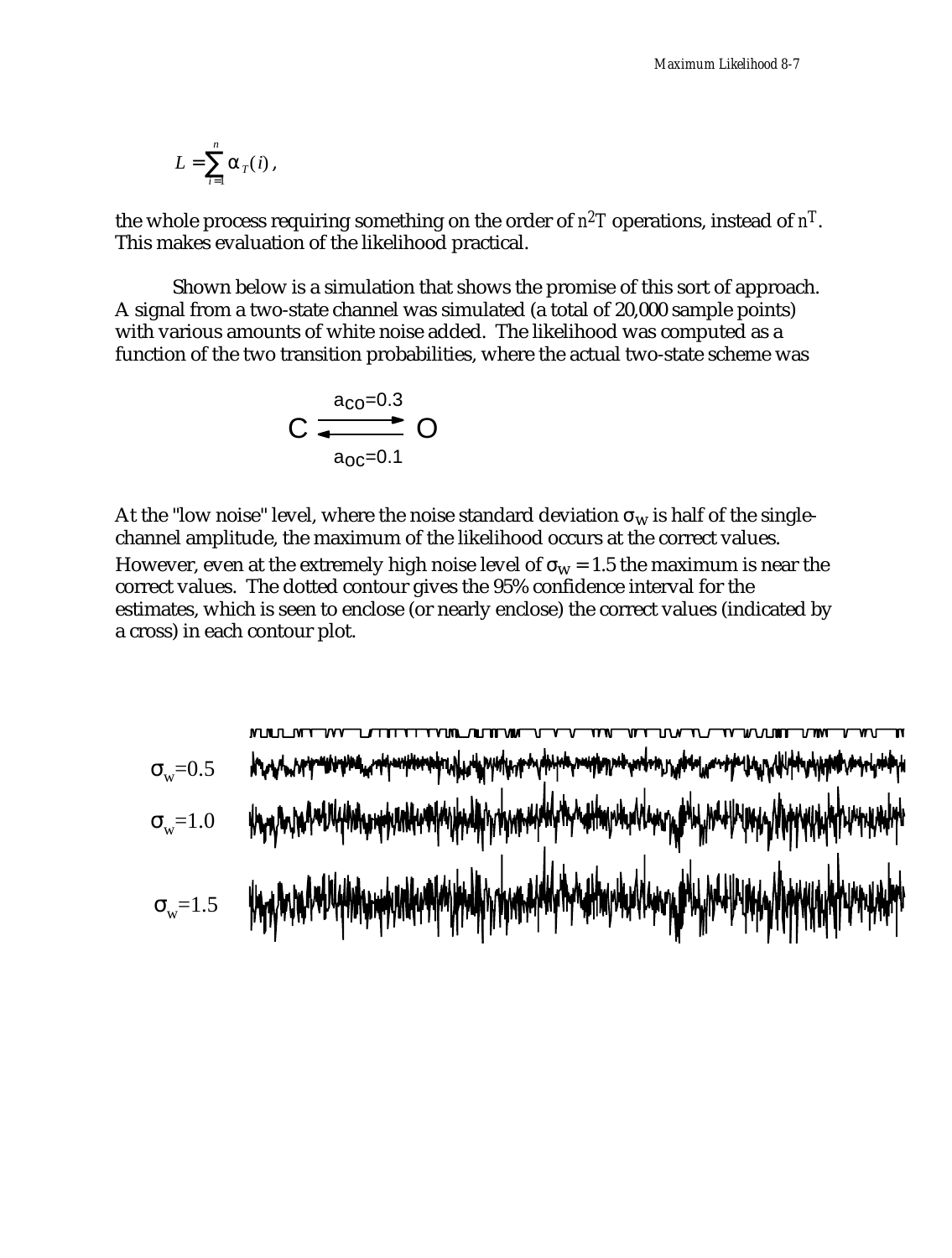$$L = \sum_{i=1}^{n} \alpha_T(i),$$

the whole process requiring something on the order of $n^2T$ operations, instead of $n^T$. This makes evaluation of the likelihood practical.

Shown below is a simulation that shows the promise of this sort of approach. A signal from a two-state channel was simulated (a total of 20,000 sample points) with various amounts of white noise added. The likelihood was computed as a function of the two transition probabilities, where the actual two-state scheme was

$$C \underset{a_{OC}=0.1}{\overset{a_{CO}=0.3}{\rightleftarrows}} O$$

At the "low noise" level, where the noise standard deviation $\sigma_W$ is half of the single-channel amplitude, the maximum of the likelihood occurs at the correct values. However, even at the extremely high noise level of $\sigma_W = 1.5$ the maximum is near the correct values. The dotted contour gives the 95% confidence interval for the estimates, which is seen to enclose (or nearly enclose) the correct values (indicated by a cross) in each contour plot.

$\sigma_w$=0.5

$\sigma_w$=1.0

$\sigma_w$=1.5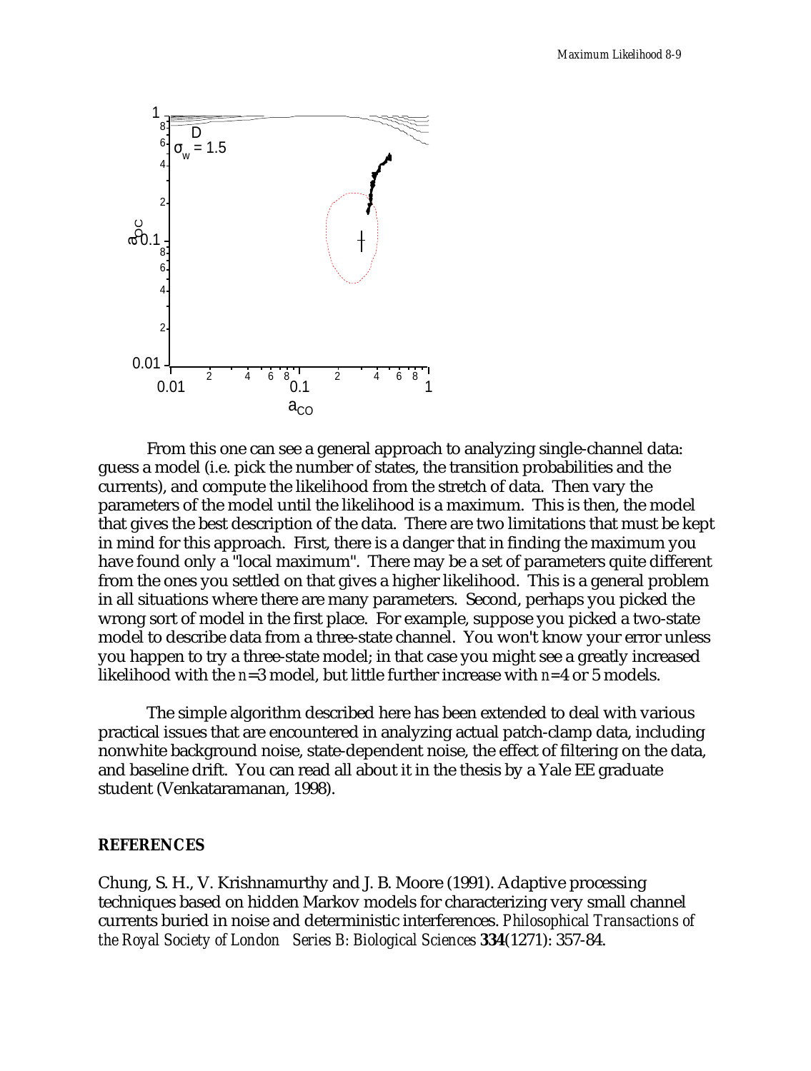From this one can see a general approach to analyzing single-channel data: guess a model (i.e. pick the number of states, the transition probabilities and the currents), and compute the likelihood from the stretch of data. Then vary the parameters of the model until the likelihood is a maximum. This is then, the model that gives the best description of the data. There are two limitations that must be kept in mind for this approach. First, there is a danger that in finding the maximum you have found only a "local maximum". There may be a set of parameters quite different from the ones you settled on that gives a higher likelihood. This is a general problem in all situations where there are many parameters. Second, perhaps you picked the wrong sort of model in the first place. For example, suppose you picked a two-state model to describe data from a three-state channel. You won't know your error unless you happen to try a three-state model; in that case you might see a greatly increased likelihood with the $n$=3 model, but little further increase with $n$=4 or 5 models.

The simple algorithm described here has been extended to deal with various practical issues that are encountered in analyzing actual patch-clamp data, including nonwhite background noise, state-dependent noise, the effect of filtering on the data, and baseline drift. You can read all about it in the thesis by a Yale EE graduate student (Venkataramanan, 1998).

## REFERENCES

Chung, S. H., V. Krishnamurthy and J. B. Moore (1991). Adaptive processing techniques based on hidden Markov models for characterizing very small channel currents buried in noise and deterministic interferences. *Philosophical Transactions of the Royal Society of London Series B: Biological Sciences* **334**(1271): 357-84.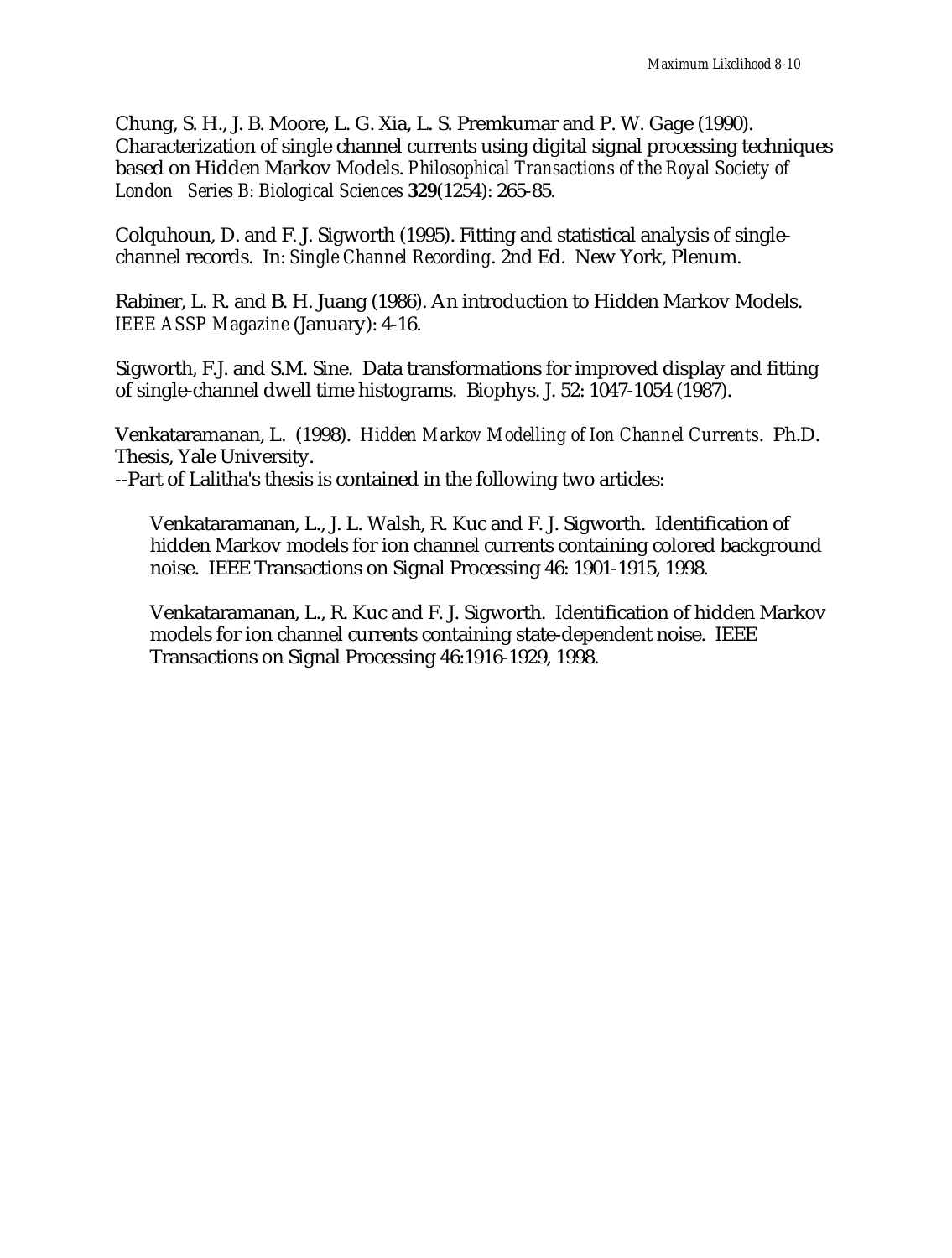Chung, S. H., J. B. Moore, L. G. Xia, L. S. Premkumar and P. W. Gage (1990). Characterization of single channel currents using digital signal processing techniques based on Hidden Markov Models. *Philosophical Transactions of the Royal Society of London Series B: Biological Sciences* **329**(1254): 265-85.

Colquhoun, D. and F. J. Sigworth (1995). Fitting and statistical analysis of single-channel records. In: *Single Channel Recording*. 2nd Ed. New York, Plenum.

Rabiner, L. R. and B. H. Juang (1986). An introduction to Hidden Markov Models. *IEEE ASSP Magazine* (January): 4-16.

Sigworth, F.J. and S.M. Sine. Data transformations for improved display and fitting of single-channel dwell time histograms. Biophys. J. 52: 1047-1054 (1987).

Venkataramanan, L. (1998). *Hidden Markov Modelling of Ion Channel Currents*. Ph.D. Thesis, Yale University.
--Part of Lalitha's thesis is contained in the following two articles:

> Venkataramanan, L., J. L. Walsh, R. Kuc and F. J. Sigworth. Identification of hidden Markov models for ion channel currents containing colored background noise. IEEE Transactions on Signal Processing 46: 1901-1915, 1998.
>
> Venkataramanan, L., R. Kuc and F. J. Sigworth. Identification of hidden Markov models for ion channel currents containing state-dependent noise. IEEE Transactions on Signal Processing 46:1916-1929, 1998.